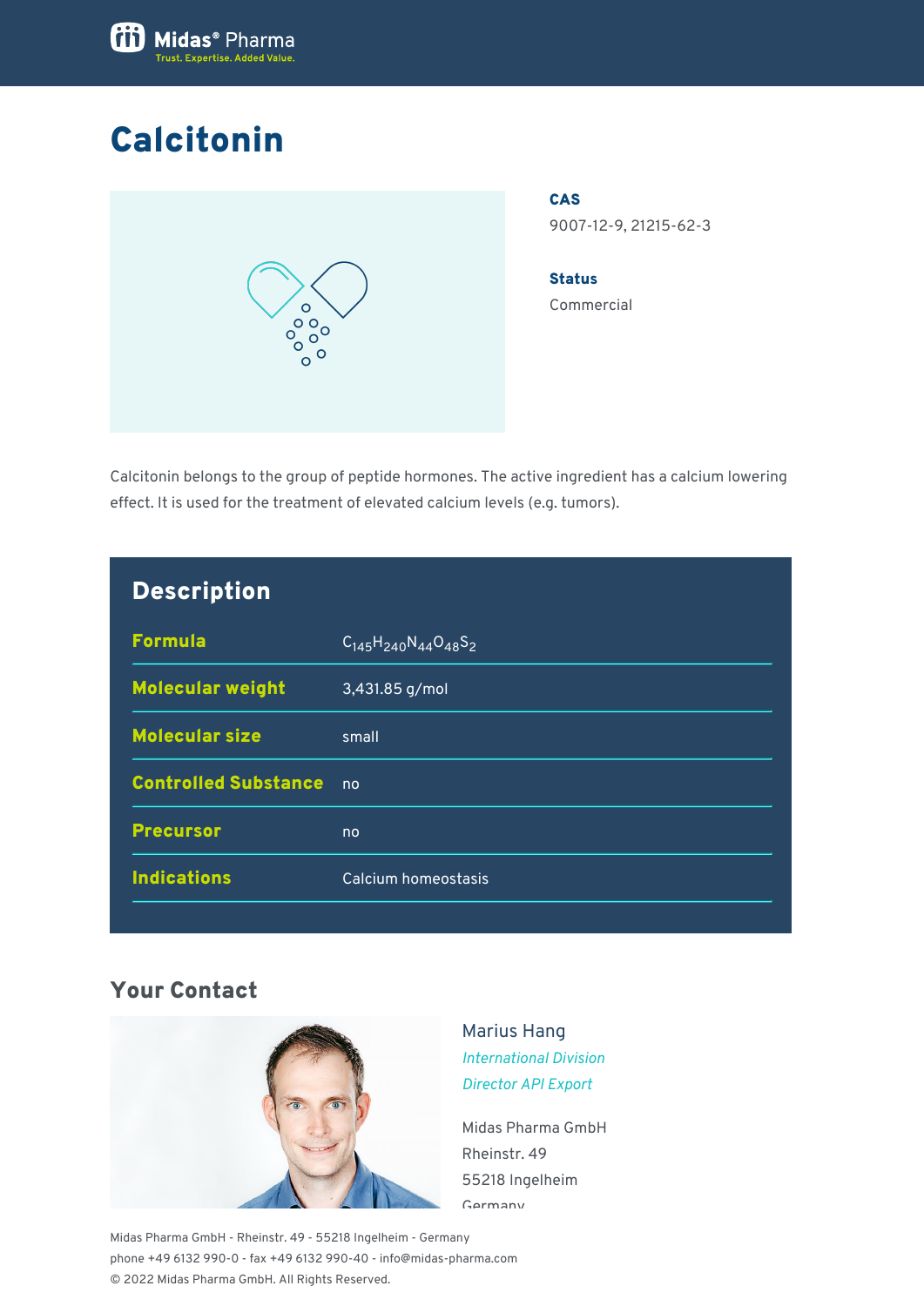# Calcitonin

**CAS**

9007-12-9, 21215-62-3

**Status**

Commercial

Calcitonin belongs to the group of peptide hormones. The active ingredient has a calcium lowering effect. It is used for the treatment of elevated calcium levels (e.g. tumors).

## Description

| | |
|---|---|
| **Formula** | $C_{145}H_{240}N_{44}O_{48}S_2$ |
| **Molecular weight** | 3,431.85 g/mol |
| **Molecular size** | small |
| **Controlled Substance** | no |
| **Precursor** | no |
| **Indications** | Calcium homeostasis |

## Your Contact

Marius Hang

*International Division*

*Director API Export*

Midas Pharma GmbH
Rheinstr. 49
55218 Ingelheim
Germany

Midas Pharma GmbH - Rheinstr. 49 - 55218 Ingelheim - Germany
phone +49 6132 990-0 - fax +49 6132 990-40 - info@midas-pharma.com
© 2022 Midas Pharma GmbH. All Rights Reserved.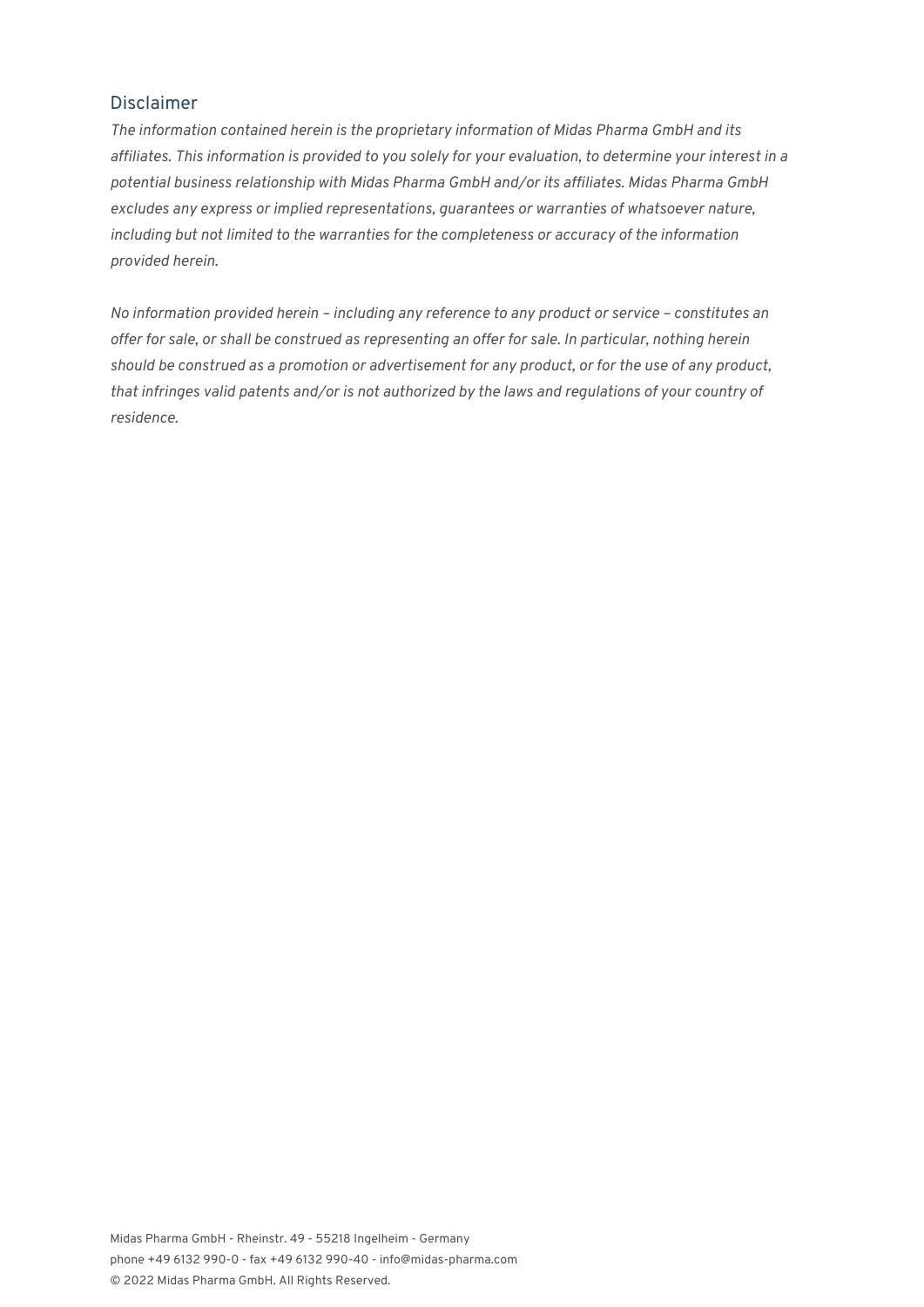## Disclaimer

*The information contained herein is the proprietary information of Midas Pharma GmbH and its affiliates. This information is provided to you solely for your evaluation, to determine your interest in a potential business relationship with Midas Pharma GmbH and/or its affiliates. Midas Pharma GmbH excludes any express or implied representations, guarantees or warranties of whatsoever nature, including but not limited to the warranties for the completeness or accuracy of the information provided herein.*

*No information provided herein – including any reference to any product or service – constitutes an offer for sale, or shall be construed as representing an offer for sale. In particular, nothing herein should be construed as a promotion or advertisement for any product, or for the use of any product, that infringes valid patents and/or is not authorized by the laws and regulations of your country of residence.*

Midas Pharma GmbH - Rheinstr. 49 - 55218 Ingelheim - Germany
phone +49 6132 990-0 - fax +49 6132 990-40 - info@midas-pharma.com
© 2022 Midas Pharma GmbH. All Rights Reserved.